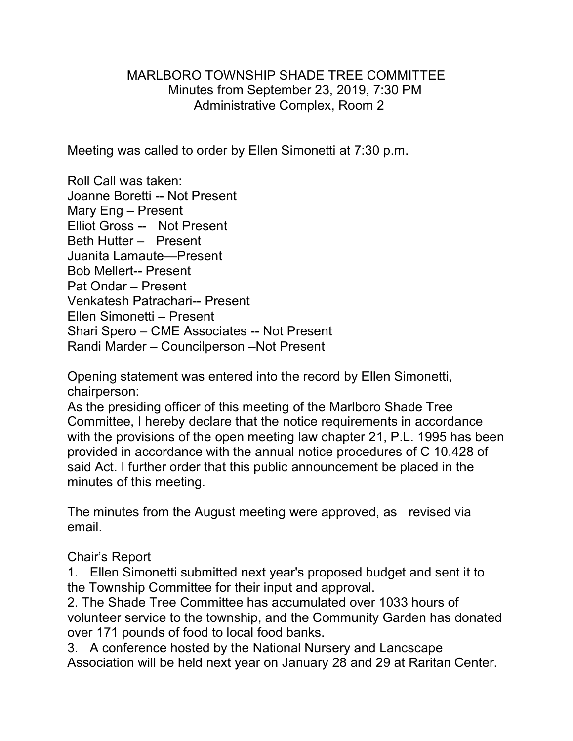# MARLBORO TOWNSHIP SHADE TREE COMMITTEE

Minutes from September 23, 2019, 7:30 PM
Administrative Complex, Room 2

Meeting was called to order by Ellen Simonetti at 7:30 p.m.

Roll Call was taken:
Joanne Boretti -- Not Present
Mary Eng – Present
Elliot Gross -- Not Present
Beth Hutter – Present
Juanita Lamaute—Present
Bob Mellert-- Present
Pat Ondar – Present
Venkatesh Patrachari-- Present
Ellen Simonetti – Present
Shari Spero – CME Associates -- Not Present
Randi Marder – Councilperson –Not Present

Opening statement was entered into the record by Ellen Simonetti, chairperson:
As the presiding officer of this meeting of the Marlboro Shade Tree Committee, I hereby declare that the notice requirements in accordance with the provisions of the open meeting law chapter 21, P.L. 1995 has been provided in accordance with the annual notice procedures of C 10.428 of said Act. I further order that this public announcement be placed in the minutes of this meeting.

The minutes from the August meeting were approved, as revised via email.

Chair's Report

1. Ellen Simonetti submitted next year's proposed budget and sent it to the Township Committee for their input and approval.
2. The Shade Tree Committee has accumulated over 1033 hours of volunteer service to the township, and the Community Garden has donated over 171 pounds of food to local food banks.
3. A conference hosted by the National Nursery and Lancscape Association will be held next year on January 28 and 29 at Raritan Center.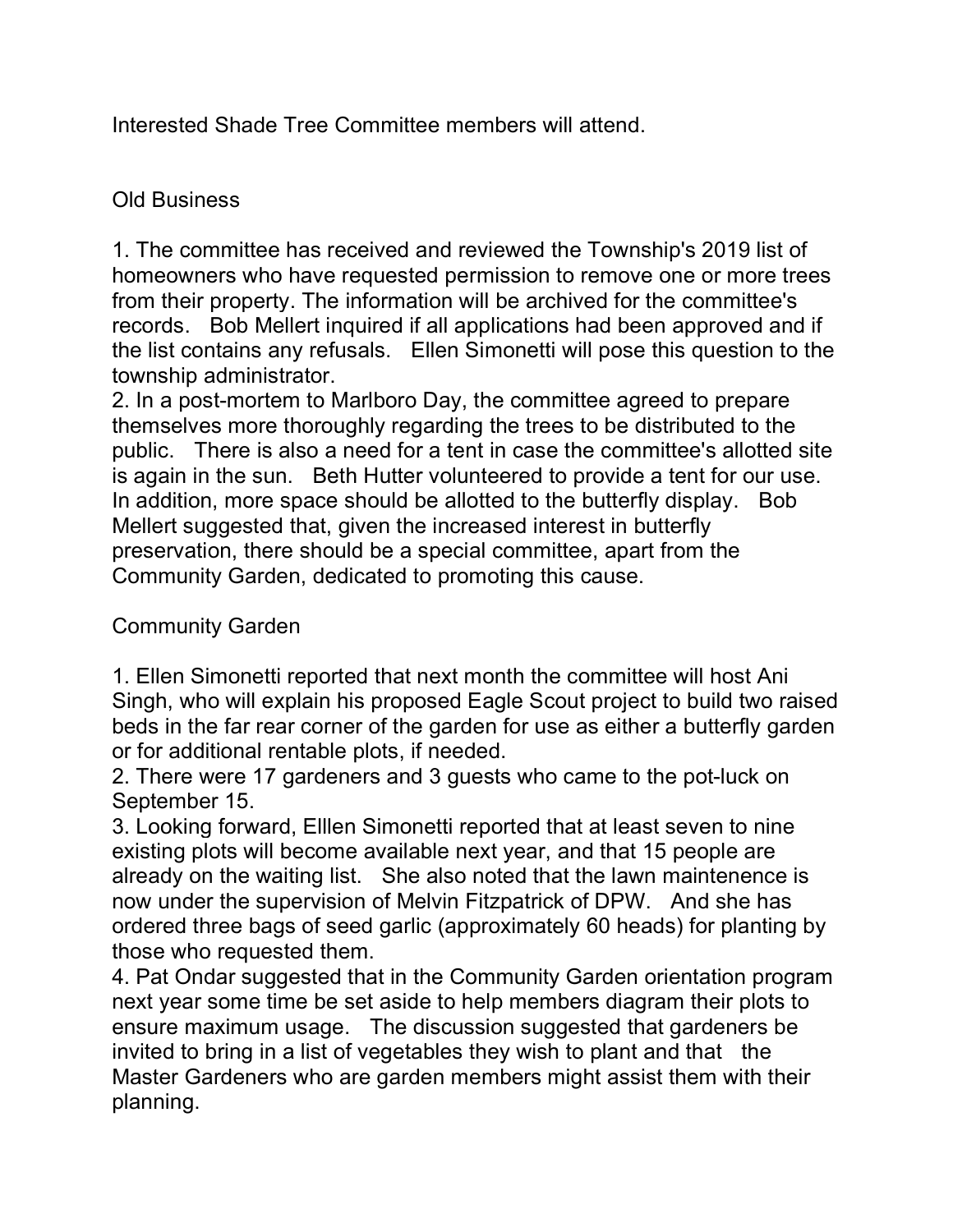Interested Shade Tree Committee members will attend.

## Old Business

1. The committee has received and reviewed the Township's 2019 list of homeowners who have requested permission to remove one or more trees from their property. The information will be archived for the committee's records. Bob Mellert inquired if all applications had been approved and if the list contains any refusals. Ellen Simonetti will pose this question to the township administrator.
2. In a post-mortem to Marlboro Day, the committee agreed to prepare themselves more thoroughly regarding the trees to be distributed to the public. There is also a need for a tent in case the committee's allotted site is again in the sun. Beth Hutter volunteered to provide a tent for our use. In addition, more space should be allotted to the butterfly display. Bob Mellert suggested that, given the increased interest in butterfly preservation, there should be a special committee, apart from the Community Garden, dedicated to promoting this cause.

## Community Garden

1. Ellen Simonetti reported that next month the committee will host Ani Singh, who will explain his proposed Eagle Scout project to build two raised beds in the far rear corner of the garden for use as either a butterfly garden or for additional rentable plots, if needed.
2. There were 17 gardeners and 3 guests who came to the pot-luck on September 15.
3. Looking forward, Elllen Simonetti reported that at least seven to nine existing plots will become available next year, and that 15 people are already on the waiting list. She also noted that the lawn maintenence is now under the supervision of Melvin Fitzpatrick of DPW. And she has ordered three bags of seed garlic (approximately 60 heads) for planting by those who requested them.
4. Pat Ondar suggested that in the Community Garden orientation program next year some time be set aside to help members diagram their plots to ensure maximum usage. The discussion suggested that gardeners be invited to bring in a list of vegetables they wish to plant and that the Master Gardeners who are garden members might assist them with their planning.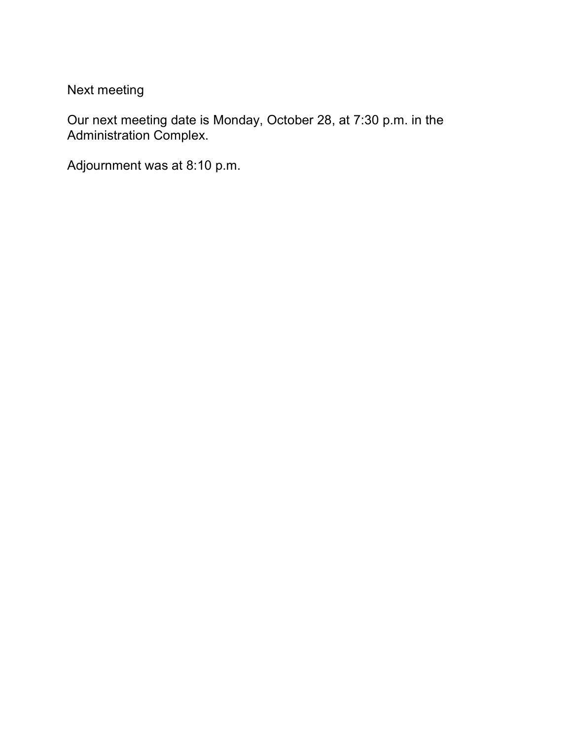Next meeting

Our next meeting date is Monday, October 28, at 7:30 p.m. in the Administration Complex.

Adjournment was at 8:10 p.m.